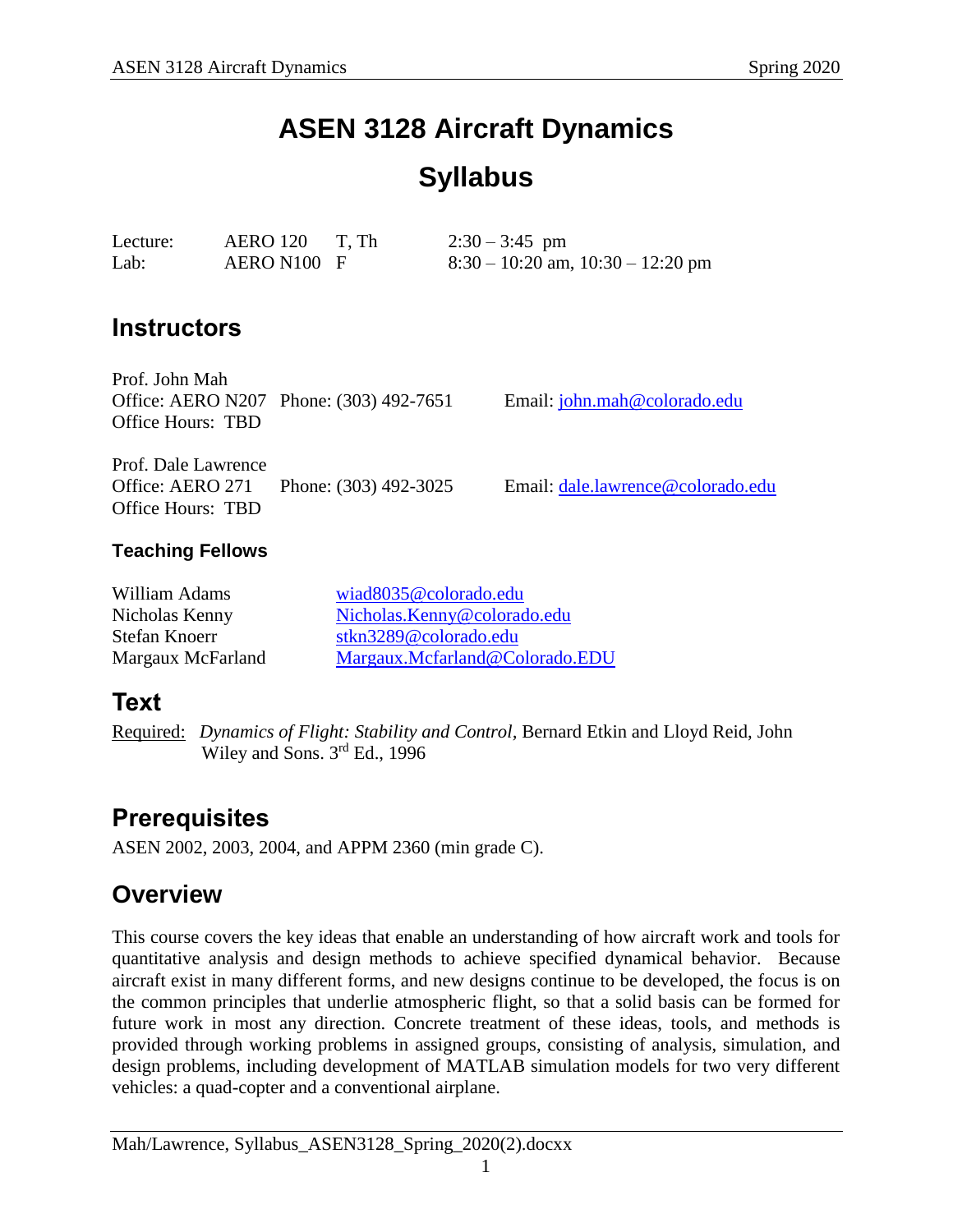# ASEN 3128 Aircraft Dynamics

# Syllabus

| | | | |
|---|---|---|---|
| Lecture: | AERO 120 | T, Th | 2:30 – 3:45 pm |
| Lab: | AERO N100 | F | 8:30 – 10:20 am, 10:30 – 12:20 pm |

## Instructors

Prof. John Mah
Office: AERO N207 Phone: (303) 492-7651 Email: john.mah@colorado.edu
Office Hours: TBD

Prof. Dale Lawrence
Office: AERO 271 Phone: (303) 492-3025 Email: dale.lawrence@colorado.edu
Office Hours: TBD

### Teaching Fellows

| | |
|---|---|
| William Adams | wiad8035@colorado.edu |
| Nicholas Kenny | Nicholas.Kenny@colorado.edu |
| Stefan Knoerr | stkn3289@colorado.edu |
| Margaux McFarland | Margaux.Mcfarland@Colorado.EDU |

## Text

Required: *Dynamics of Flight: Stability and Control*, Bernard Etkin and Lloyd Reid, John Wiley and Sons. 3rd Ed., 1996

## Prerequisites

ASEN 2002, 2003, 2004, and APPM 2360 (min grade C).

## Overview

This course covers the key ideas that enable an understanding of how aircraft work and tools for quantitative analysis and design methods to achieve specified dynamical behavior. Because aircraft exist in many different forms, and new designs continue to be developed, the focus is on the common principles that underlie atmospheric flight, so that a solid basis can be formed for future work in most any direction. Concrete treatment of these ideas, tools, and methods is provided through working problems in assigned groups, consisting of analysis, simulation, and design problems, including development of MATLAB simulation models for two very different vehicles: a quad-copter and a conventional airplane.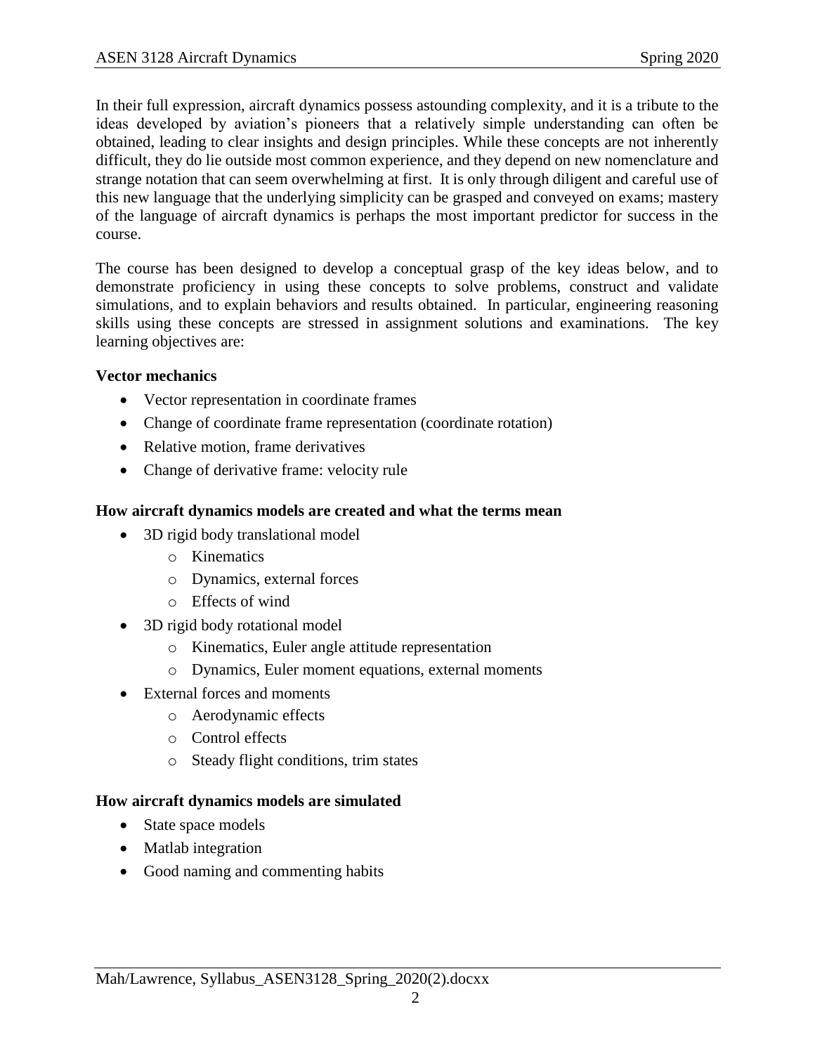In their full expression, aircraft dynamics possess astounding complexity, and it is a tribute to the ideas developed by aviation's pioneers that a relatively simple understanding can often be obtained, leading to clear insights and design principles. While these concepts are not inherently difficult, they do lie outside most common experience, and they depend on new nomenclature and strange notation that can seem overwhelming at first. It is only through diligent and careful use of this new language that the underlying simplicity can be grasped and conveyed on exams; mastery of the language of aircraft dynamics is perhaps the most important predictor for success in the course.

The course has been designed to develop a conceptual grasp of the key ideas below, and to demonstrate proficiency in using these concepts to solve problems, construct and validate simulations, and to explain behaviors and results obtained. In particular, engineering reasoning skills using these concepts are stressed in assignment solutions and examinations. The key learning objectives are:

**Vector mechanics**

- Vector representation in coordinate frames
- Change of coordinate frame representation (coordinate rotation)
- Relative motion, frame derivatives
- Change of derivative frame: velocity rule

**How aircraft dynamics models are created and what the terms mean**

- 3D rigid body translational model
  - Kinematics
  - Dynamics, external forces
  - Effects of wind
- 3D rigid body rotational model
  - Kinematics, Euler angle attitude representation
  - Dynamics, Euler moment equations, external moments
- External forces and moments
  - Aerodynamic effects
  - Control effects
  - Steady flight conditions, trim states

**How aircraft dynamics models are simulated**

- State space models
- Matlab integration
- Good naming and commenting habits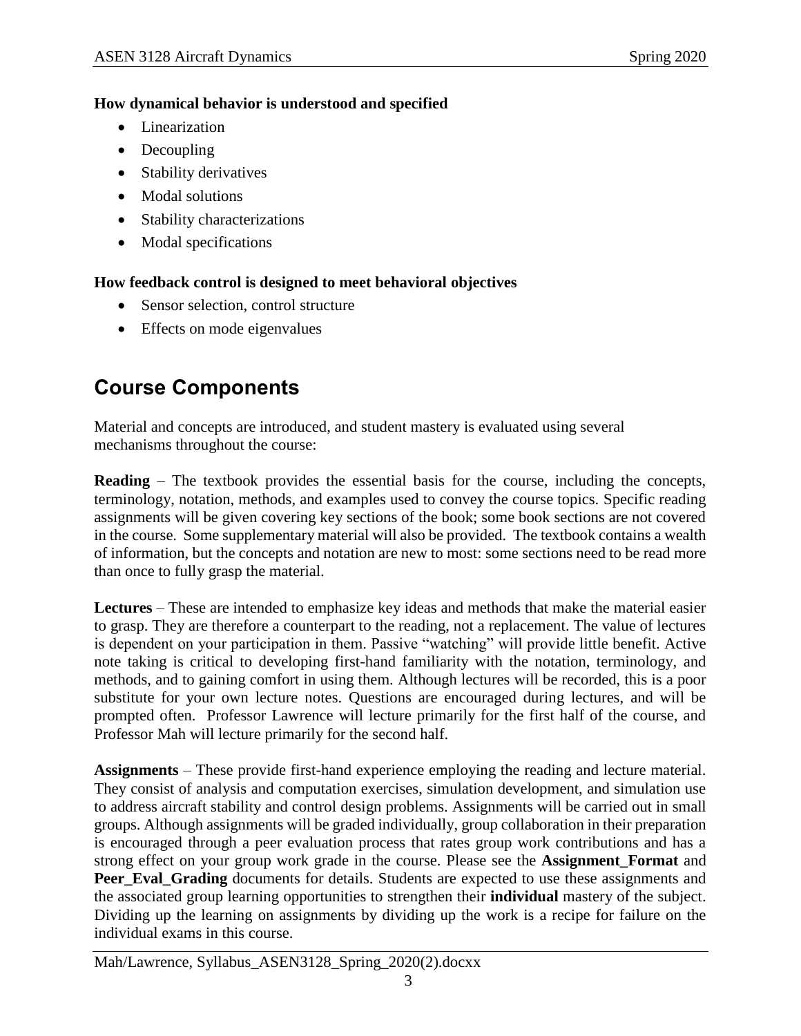**How dynamical behavior is understood and specified**

- Linearization
- Decoupling
- Stability derivatives
- Modal solutions
- Stability characterizations
- Modal specifications

**How feedback control is designed to meet behavioral objectives**

- Sensor selection, control structure
- Effects on mode eigenvalues

# Course Components

Material and concepts are introduced, and student mastery is evaluated using several mechanisms throughout the course:

**Reading** – The textbook provides the essential basis for the course, including the concepts, terminology, notation, methods, and examples used to convey the course topics. Specific reading assignments will be given covering key sections of the book; some book sections are not covered in the course. Some supplementary material will also be provided. The textbook contains a wealth of information, but the concepts and notation are new to most: some sections need to be read more than once to fully grasp the material.

**Lectures** – These are intended to emphasize key ideas and methods that make the material easier to grasp. They are therefore a counterpart to the reading, not a replacement. The value of lectures is dependent on your participation in them. Passive "watching" will provide little benefit. Active note taking is critical to developing first-hand familiarity with the notation, terminology, and methods, and to gaining comfort in using them. Although lectures will be recorded, this is a poor substitute for your own lecture notes. Questions are encouraged during lectures, and will be prompted often. Professor Lawrence will lecture primarily for the first half of the course, and Professor Mah will lecture primarily for the second half.

**Assignments** – These provide first-hand experience employing the reading and lecture material. They consist of analysis and computation exercises, simulation development, and simulation use to address aircraft stability and control design problems. Assignments will be carried out in small groups. Although assignments will be graded individually, group collaboration in their preparation is encouraged through a peer evaluation process that rates group work contributions and has a strong effect on your group work grade in the course. Please see the **Assignment_Format** and **Peer_Eval_Grading** documents for details. Students are expected to use these assignments and the associated group learning opportunities to strengthen their **individual** mastery of the subject. Dividing up the learning on assignments by dividing up the work is a recipe for failure on the individual exams in this course.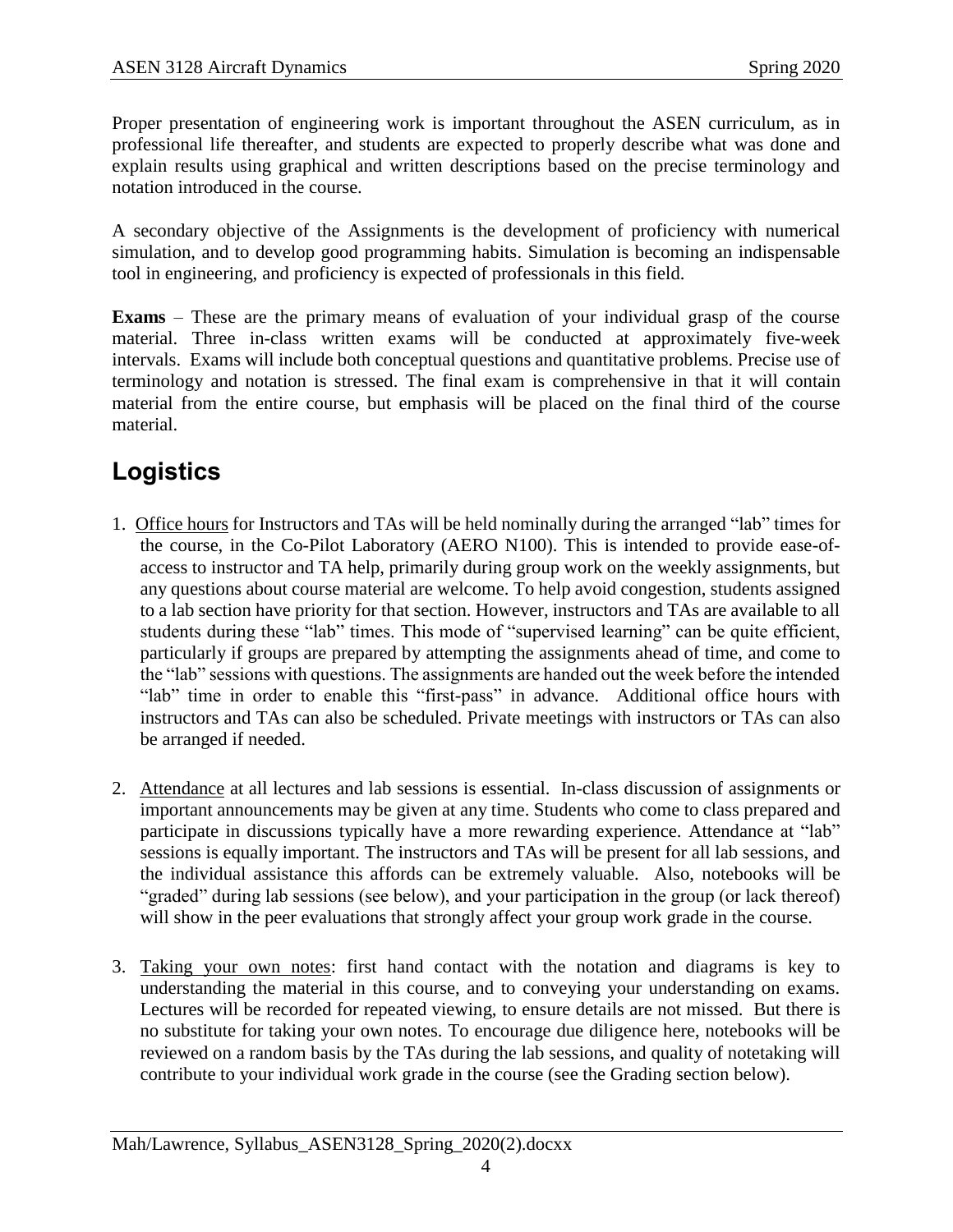Proper presentation of engineering work is important throughout the ASEN curriculum, as in professional life thereafter, and students are expected to properly describe what was done and explain results using graphical and written descriptions based on the precise terminology and notation introduced in the course.

A secondary objective of the Assignments is the development of proficiency with numerical simulation, and to develop good programming habits. Simulation is becoming an indispensable tool in engineering, and proficiency is expected of professionals in this field.

**Exams** – These are the primary means of evaluation of your individual grasp of the course material. Three in-class written exams will be conducted at approximately five-week intervals. Exams will include both conceptual questions and quantitative problems. Precise use of terminology and notation is stressed. The final exam is comprehensive in that it will contain material from the entire course, but emphasis will be placed on the final third of the course material.

# Logistics

1. Office hours for Instructors and TAs will be held nominally during the arranged "lab" times for the course, in the Co-Pilot Laboratory (AERO N100). This is intended to provide ease-of-access to instructor and TA help, primarily during group work on the weekly assignments, but any questions about course material are welcome. To help avoid congestion, students assigned to a lab section have priority for that section. However, instructors and TAs are available to all students during these "lab" times. This mode of "supervised learning" can be quite efficient, particularly if groups are prepared by attempting the assignments ahead of time, and come to the "lab" sessions with questions. The assignments are handed out the week before the intended "lab" time in order to enable this "first-pass" in advance. Additional office hours with instructors and TAs can also be scheduled. Private meetings with instructors or TAs can also be arranged if needed.

2. Attendance at all lectures and lab sessions is essential. In-class discussion of assignments or important announcements may be given at any time. Students who come to class prepared and participate in discussions typically have a more rewarding experience. Attendance at "lab" sessions is equally important. The instructors and TAs will be present for all lab sessions, and the individual assistance this affords can be extremely valuable. Also, notebooks will be "graded" during lab sessions (see below), and your participation in the group (or lack thereof) will show in the peer evaluations that strongly affect your group work grade in the course.

3. Taking your own notes: first hand contact with the notation and diagrams is key to understanding the material in this course, and to conveying your understanding on exams. Lectures will be recorded for repeated viewing, to ensure details are not missed. But there is no substitute for taking your own notes. To encourage due diligence here, notebooks will be reviewed on a random basis by the TAs during the lab sessions, and quality of notetaking will contribute to your individual work grade in the course (see the Grading section below).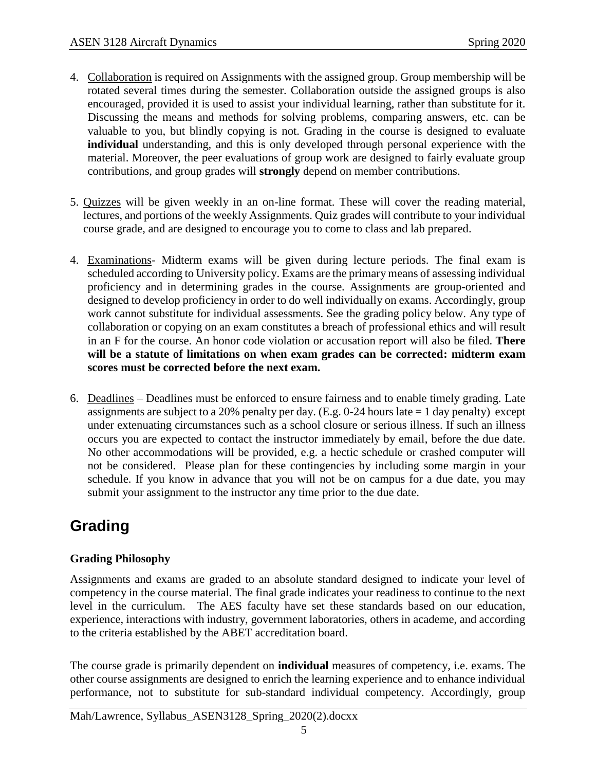4. Collaboration is required on Assignments with the assigned group. Group membership will be rotated several times during the semester. Collaboration outside the assigned groups is also encouraged, provided it is used to assist your individual learning, rather than substitute for it. Discussing the means and methods for solving problems, comparing answers, etc. can be valuable to you, but blindly copying is not. Grading in the course is designed to evaluate **individual** understanding, and this is only developed through personal experience with the material. Moreover, the peer evaluations of group work are designed to fairly evaluate group contributions, and group grades will **strongly** depend on member contributions.

5. Quizzes will be given weekly in an on-line format. These will cover the reading material, lectures, and portions of the weekly Assignments. Quiz grades will contribute to your individual course grade, and are designed to encourage you to come to class and lab prepared.

4. Examinations- Midterm exams will be given during lecture periods. The final exam is scheduled according to University policy. Exams are the primary means of assessing individual proficiency and in determining grades in the course. Assignments are group-oriented and designed to develop proficiency in order to do well individually on exams. Accordingly, group work cannot substitute for individual assessments. See the grading policy below. Any type of collaboration or copying on an exam constitutes a breach of professional ethics and will result in an F for the course. An honor code violation or accusation report will also be filed. **There will be a statute of limitations on when exam grades can be corrected: midterm exam scores must be corrected before the next exam.**

6. Deadlines – Deadlines must be enforced to ensure fairness and to enable timely grading. Late assignments are subject to a 20% penalty per day. (E.g. 0-24 hours late = 1 day penalty) except under extenuating circumstances such as a school closure or serious illness. If such an illness occurs you are expected to contact the instructor immediately by email, before the due date. No other accommodations will be provided, e.g. a hectic schedule or crashed computer will not be considered. Please plan for these contingencies by including some margin in your schedule. If you know in advance that you will not be on campus for a due date, you may submit your assignment to the instructor any time prior to the due date.

# Grading

### Grading Philosophy

Assignments and exams are graded to an absolute standard designed to indicate your level of competency in the course material. The final grade indicates your readiness to continue to the next level in the curriculum. The AES faculty have set these standards based on our education, experience, interactions with industry, government laboratories, others in academe, and according to the criteria established by the ABET accreditation board.

The course grade is primarily dependent on **individual** measures of competency, i.e. exams. The other course assignments are designed to enrich the learning experience and to enhance individual performance, not to substitute for sub-standard individual competency. Accordingly, group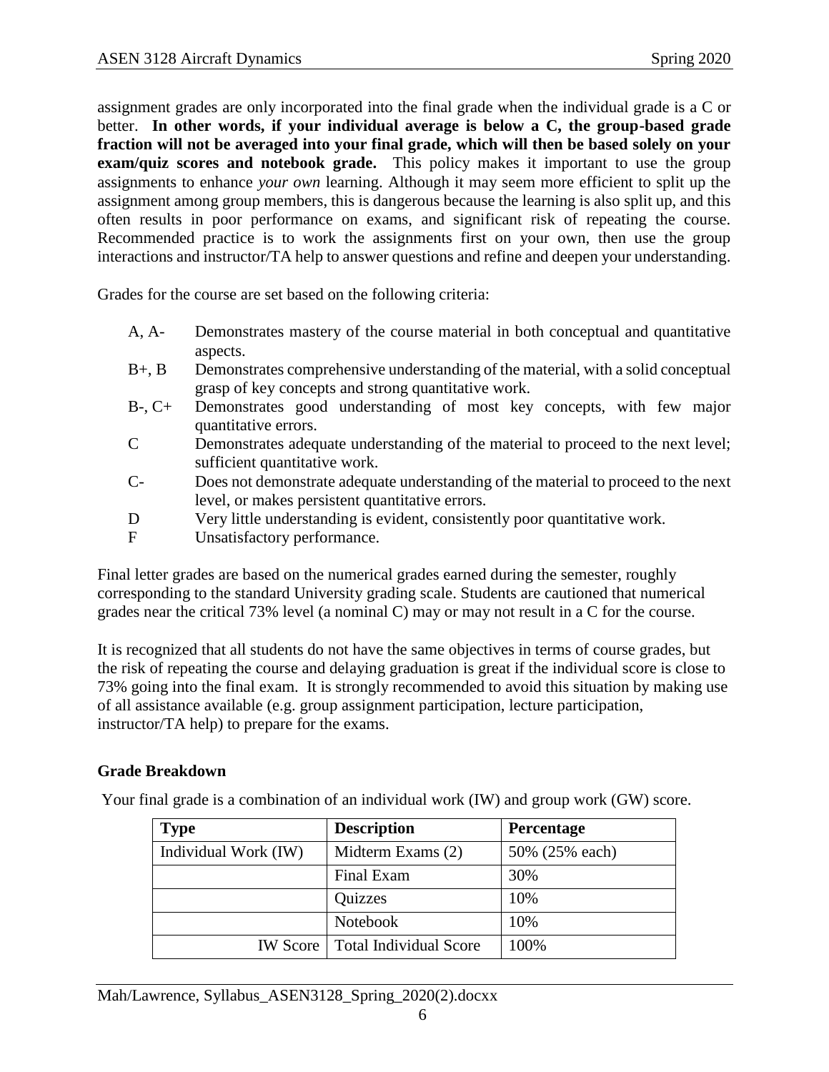assignment grades are only incorporated into the final grade when the individual grade is a C or better. **In other words, if your individual average is below a C, the group-based grade fraction will not be averaged into your final grade, which will then be based solely on your exam/quiz scores and notebook grade.** This policy makes it important to use the group assignments to enhance *your own* learning. Although it may seem more efficient to split up the assignment among group members, this is dangerous because the learning is also split up, and this often results in poor performance on exams, and significant risk of repeating the course. Recommended practice is to work the assignments first on your own, then use the group interactions and instructor/TA help to answer questions and refine and deepen your understanding.

Grades for the course are set based on the following criteria:

- A, A- Demonstrates mastery of the course material in both conceptual and quantitative aspects.
- B+, B Demonstrates comprehensive understanding of the material, with a solid conceptual grasp of key concepts and strong quantitative work.
- B-, C+ Demonstrates good understanding of most key concepts, with few major quantitative errors.
- C Demonstrates adequate understanding of the material to proceed to the next level; sufficient quantitative work.
- C- Does not demonstrate adequate understanding of the material to proceed to the next level, or makes persistent quantitative errors.
- D Very little understanding is evident, consistently poor quantitative work.
- F Unsatisfactory performance.

Final letter grades are based on the numerical grades earned during the semester, roughly corresponding to the standard University grading scale. Students are cautioned that numerical grades near the critical 73% level (a nominal C) may or may not result in a C for the course.

It is recognized that all students do not have the same objectives in terms of course grades, but the risk of repeating the course and delaying graduation is great if the individual score is close to 73% going into the final exam. It is strongly recommended to avoid this situation by making use of all assistance available (e.g. group assignment participation, lecture participation, instructor/TA help) to prepare for the exams.

**Grade Breakdown**

Your final grade is a combination of an individual work (IW) and group work (GW) score.

| Type | Description | Percentage |
| --- | --- | --- |
| Individual Work (IW) | Midterm Exams (2) | 50% (25% each) |
| | Final Exam | 30% |
| | Quizzes | 10% |
| | Notebook | 10% |
| IW Score | Total Individual Score | 100% |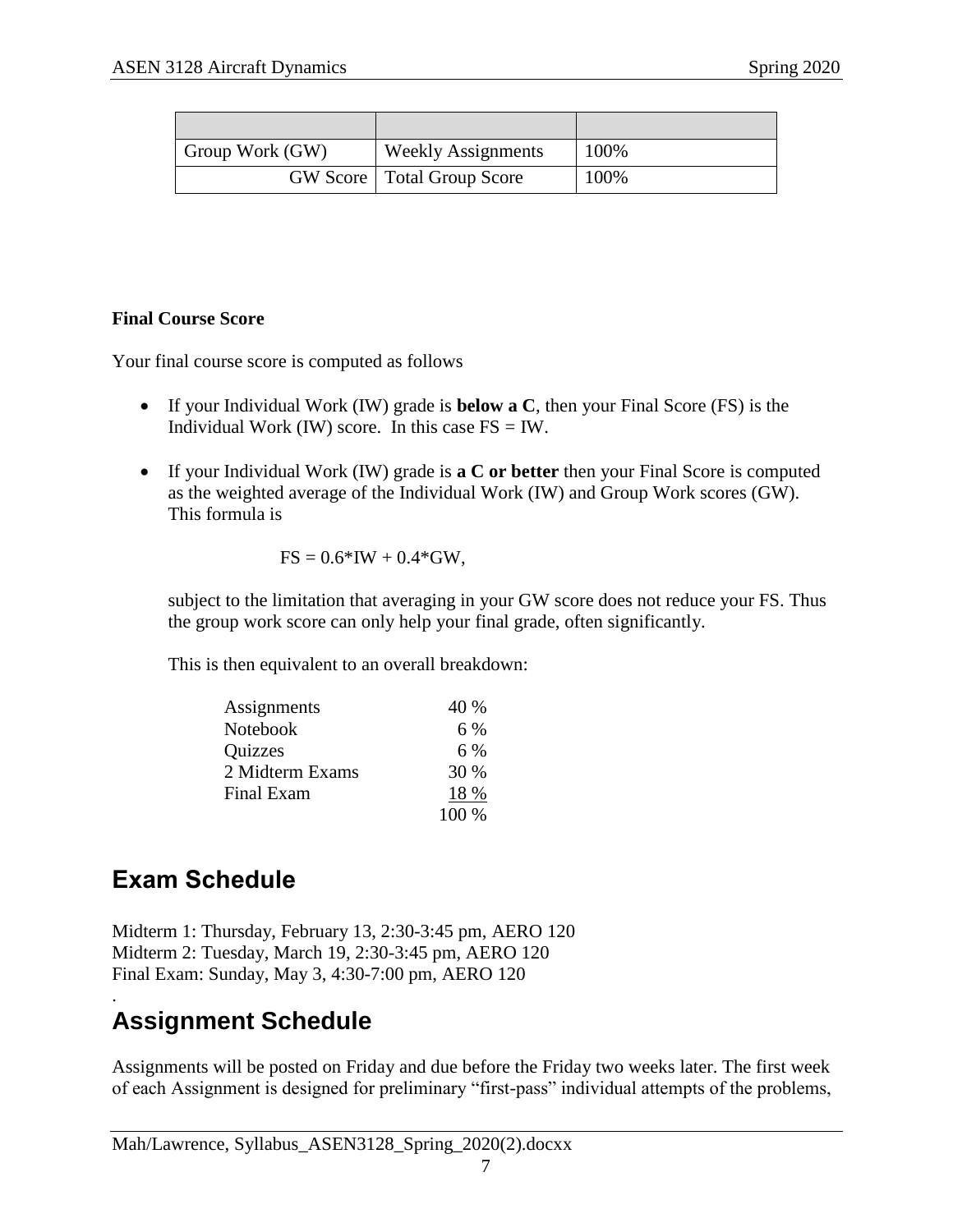| | | |
|---|---|---|
| Group Work (GW) | Weekly Assignments | 100% |
| GW Score | Total Group Score | 100% |

**Final Course Score**

Your final course score is computed as follows

- If your Individual Work (IW) grade is **below a C**, then your Final Score (FS) is the Individual Work (IW) score. In this case FS = IW.

- If your Individual Work (IW) grade is **a C or better** then your Final Score is computed as the weighted average of the Individual Work (IW) and Group Work scores (GW). This formula is

  $$FS = 0.6*IW + 0.4*GW,$$

  subject to the limitation that averaging in your GW score does not reduce your FS. Thus the group work score can only help your final grade, often significantly.

  This is then equivalent to an overall breakdown:

| | |
|---|---|
| Assignments | 40 % |
| Notebook | 6 % |
| Quizzes | 6 % |
| 2 Midterm Exams | 30 % |
| Final Exam | 18 % |
| | 100 % |

## Exam Schedule

Midterm 1: Thursday, February 13, 2:30-3:45 pm, AERO 120
Midterm 2: Tuesday, March 19, 2:30-3:45 pm, AERO 120
Final Exam: Sunday, May 3, 4:30-7:00 pm, AERO 120

.

## Assignment Schedule

Assignments will be posted on Friday and due before the Friday two weeks later. The first week of each Assignment is designed for preliminary "first-pass" individual attempts of the problems,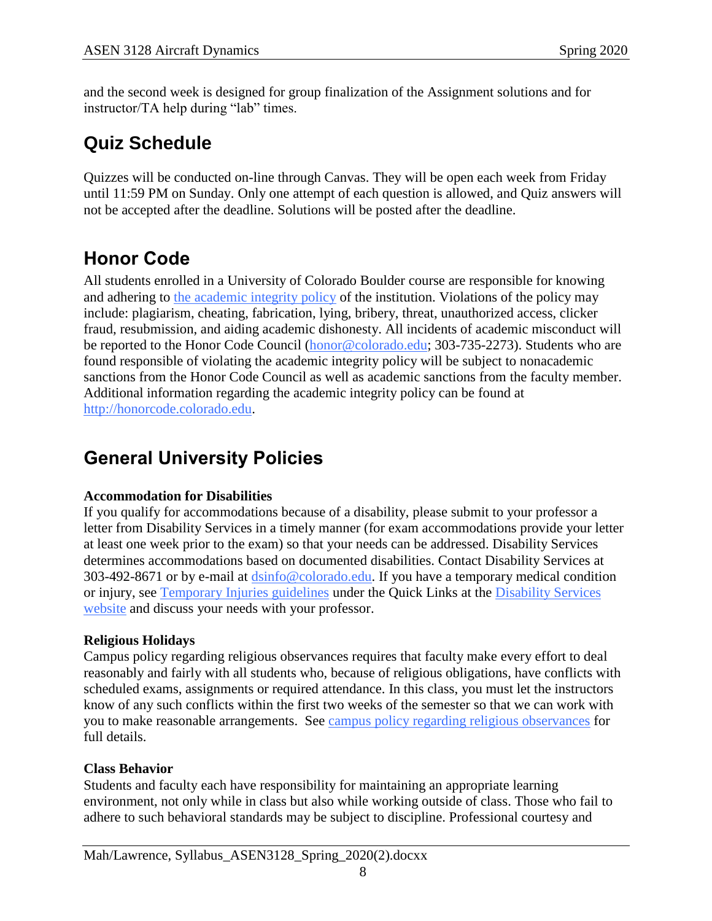and the second week is designed for group finalization of the Assignment solutions and for instructor/TA help during "lab" times.

## Quiz Schedule

Quizzes will be conducted on-line through Canvas. They will be open each week from Friday until 11:59 PM on Sunday. Only one attempt of each question is allowed, and Quiz answers will not be accepted after the deadline. Solutions will be posted after the deadline.

## Honor Code

All students enrolled in a University of Colorado Boulder course are responsible for knowing and adhering to the academic integrity policy of the institution. Violations of the policy may include: plagiarism, cheating, fabrication, lying, bribery, threat, unauthorized access, clicker fraud, resubmission, and aiding academic dishonesty. All incidents of academic misconduct will be reported to the Honor Code Council (honor@colorado.edu; 303-735-2273). Students who are found responsible of violating the academic integrity policy will be subject to nonacademic sanctions from the Honor Code Council as well as academic sanctions from the faculty member. Additional information regarding the academic integrity policy can be found at http://honorcode.colorado.edu.

## General University Policies

**Accommodation for Disabilities**
If you qualify for accommodations because of a disability, please submit to your professor a letter from Disability Services in a timely manner (for exam accommodations provide your letter at least one week prior to the exam) so that your needs can be addressed. Disability Services determines accommodations based on documented disabilities. Contact Disability Services at 303-492-8671 or by e-mail at dsinfo@colorado.edu. If you have a temporary medical condition or injury, see Temporary Injuries guidelines under the Quick Links at the Disability Services website and discuss your needs with your professor.

**Religious Holidays**
Campus policy regarding religious observances requires that faculty make every effort to deal reasonably and fairly with all students who, because of religious obligations, have conflicts with scheduled exams, assignments or required attendance. In this class, you must let the instructors know of any such conflicts within the first two weeks of the semester so that we can work with you to make reasonable arrangements. See campus policy regarding religious observances for full details.

**Class Behavior**
Students and faculty each have responsibility for maintaining an appropriate learning environment, not only while in class but also while working outside of class. Those who fail to adhere to such behavioral standards may be subject to discipline. Professional courtesy and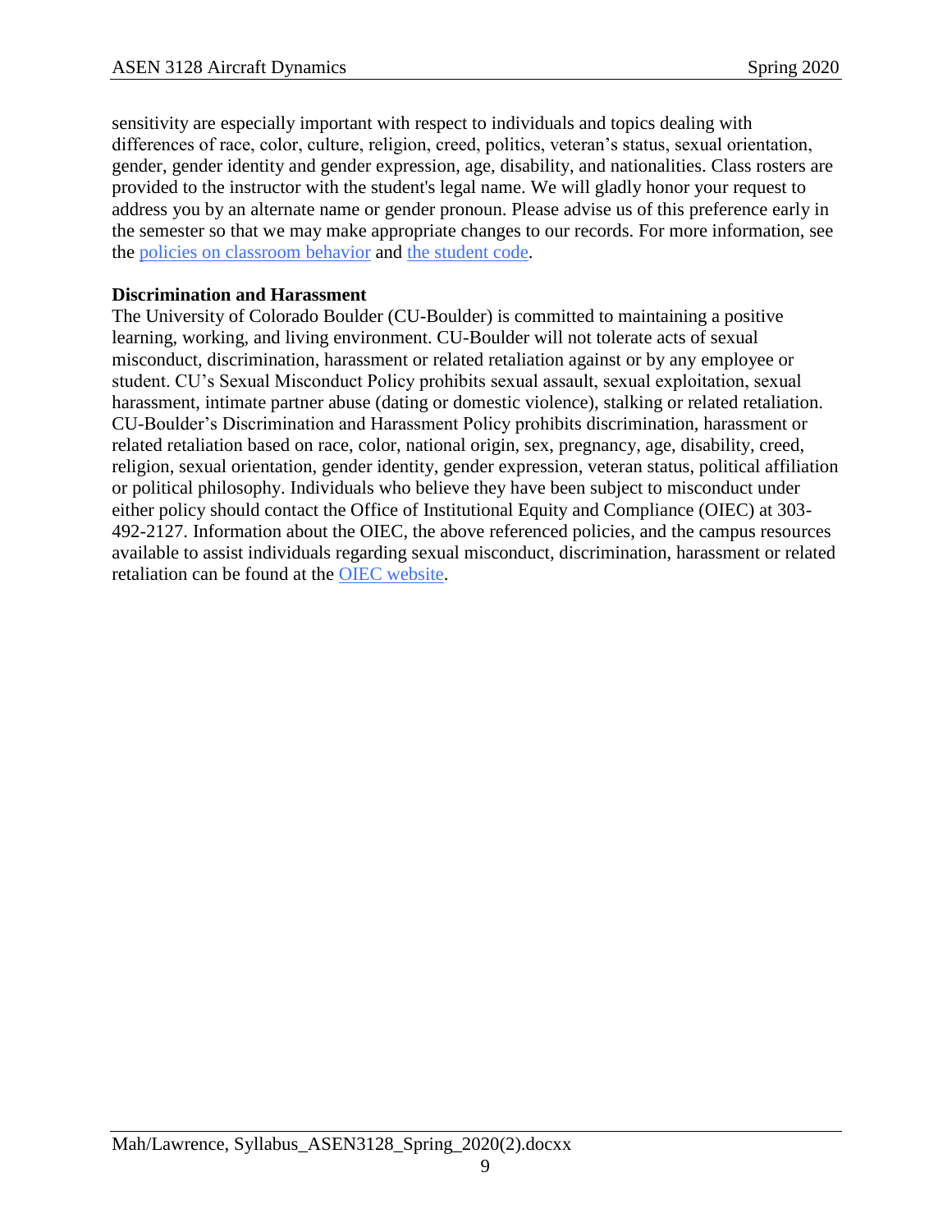sensitivity are especially important with respect to individuals and topics dealing with differences of race, color, culture, religion, creed, politics, veteran's status, sexual orientation, gender, gender identity and gender expression, age, disability, and nationalities. Class rosters are provided to the instructor with the student's legal name. We will gladly honor your request to address you by an alternate name or gender pronoun. Please advise us of this preference early in the semester so that we may make appropriate changes to our records. For more information, see the policies on classroom behavior and the student code.

**Discrimination and Harassment**

The University of Colorado Boulder (CU-Boulder) is committed to maintaining a positive learning, working, and living environment. CU-Boulder will not tolerate acts of sexual misconduct, discrimination, harassment or related retaliation against or by any employee or student. CU's Sexual Misconduct Policy prohibits sexual assault, sexual exploitation, sexual harassment, intimate partner abuse (dating or domestic violence), stalking or related retaliation. CU-Boulder's Discrimination and Harassment Policy prohibits discrimination, harassment or related retaliation based on race, color, national origin, sex, pregnancy, age, disability, creed, religion, sexual orientation, gender identity, gender expression, veteran status, political affiliation or political philosophy. Individuals who believe they have been subject to misconduct under either policy should contact the Office of Institutional Equity and Compliance (OIEC) at 303-492-2127. Information about the OIEC, the above referenced policies, and the campus resources available to assist individuals regarding sexual misconduct, discrimination, harassment or related retaliation can be found at the OIEC website.